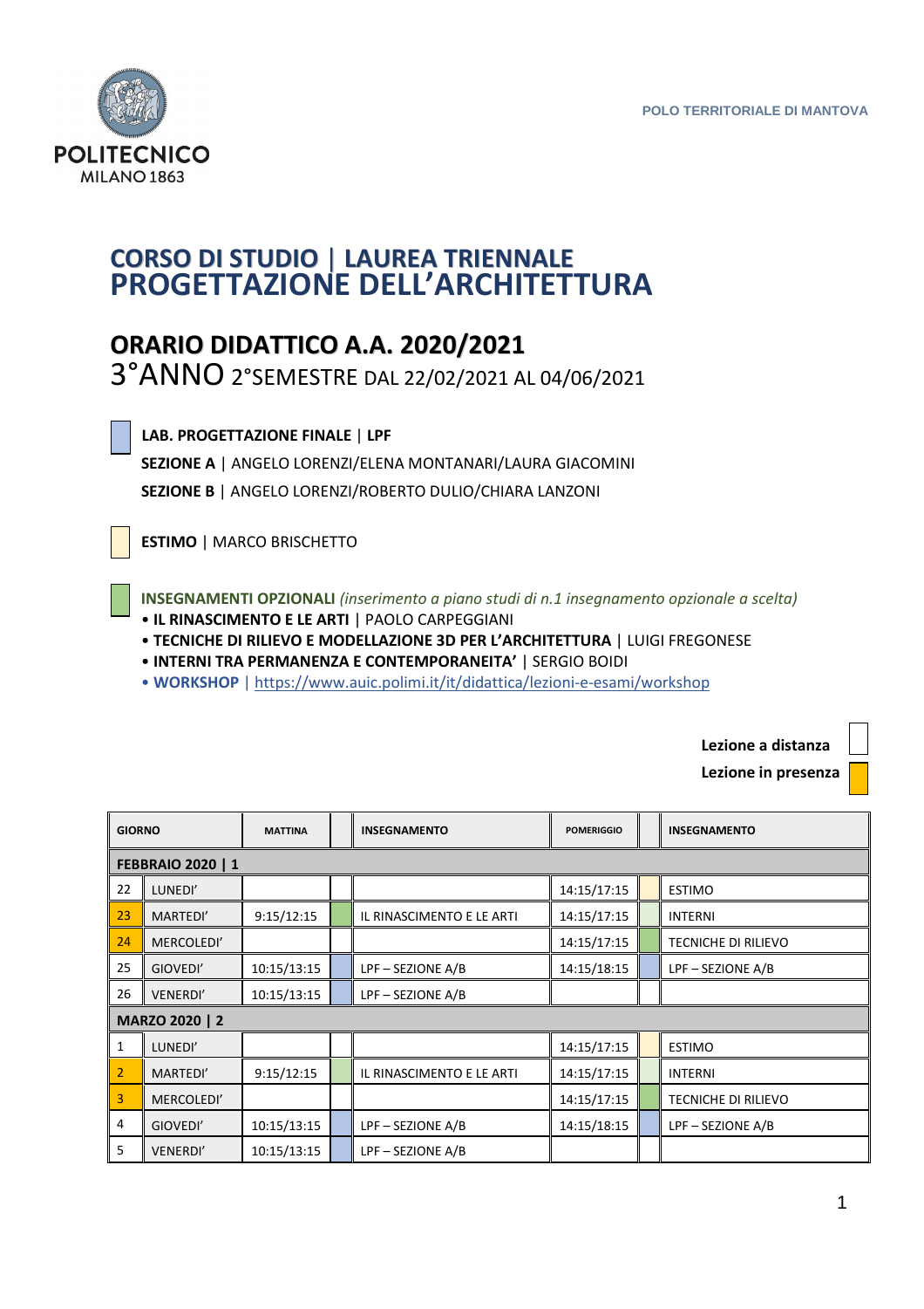POLO TERRITORIALE DI MANTOVA

# CORSO DI STUDIO | LAUREA TRIENNALE
# PROGETTAZIONE DELL'ARCHITETTURA

## ORARIO DIDATTICO A.A. 2020/2021

3°ANNO 2°SEMESTRE DAL 22/02/2021 AL 04/06/2021

**LAB. PROGETTAZIONE FINALE** | **LPF**

**SEZIONE A** | ANGELO LORENZI/ELENA MONTANARI/LAURA GIACOMINI

**SEZIONE B** | ANGELO LORENZI/ROBERTO DULIO/CHIARA LANZONI

**ESTIMO** | MARCO BRISCHETTO

**INSEGNAMENTI OPZIONALI** *(inserimento a piano studi di n.1 insegnamento opzionale a scelta)*

- **IL RINASCIMENTO E LE ARTI** | PAOLO CARPEGGIANI
- **TECNICHE DI RILIEVO E MODELLAZIONE 3D PER L'ARCHITETTURA** | LUIGI FREGONESE
- **INTERNI TRA PERMANENZA E CONTEMPORANEITA'** | SERGIO BOIDI
- **WORKSHOP** | https://www.auic.polimi.it/it/didattica/lezioni-e-esami/workshop

**Lezione a distanza**

**Lezione in presenza**

| GIORNO | | MATTINA | | INSEGNAMENTO | POMERIGGIO | | INSEGNAMENTO |
|---|---|---|---|---|---|---|---|
| **FEBBRAIO 2020 \| 1** | | | | | | | |
| 22 | LUNEDI' | | | | 14:15/17:15 | | ESTIMO |
| 23 | MARTEDI' | 9:15/12:15 | | IL RINASCIMENTO E LE ARTI | 14:15/17:15 | | INTERNI |
| 24 | MERCOLEDI' | | | | 14:15/17:15 | | TECNICHE DI RILIEVO |
| 25 | GIOVEDI' | 10:15/13:15 | | LPF – SEZIONE A/B | 14:15/18:15 | | LPF – SEZIONE A/B |
| 26 | VENERDI' | 10:15/13:15 | | LPF – SEZIONE A/B | | | |
| **MARZO 2020 \| 2** | | | | | | | |
| 1 | LUNEDI' | | | | 14:15/17:15 | | ESTIMO |
| 2 | MARTEDI' | 9:15/12:15 | | IL RINASCIMENTO E LE ARTI | 14:15/17:15 | | INTERNI |
| 3 | MERCOLEDI' | | | | 14:15/17:15 | | TECNICHE DI RILIEVO |
| 4 | GIOVEDI' | 10:15/13:15 | | LPF – SEZIONE A/B | 14:15/18:15 | | LPF – SEZIONE A/B |
| 5 | VENERDI' | 10:15/13:15 | | LPF – SEZIONE A/B | | | |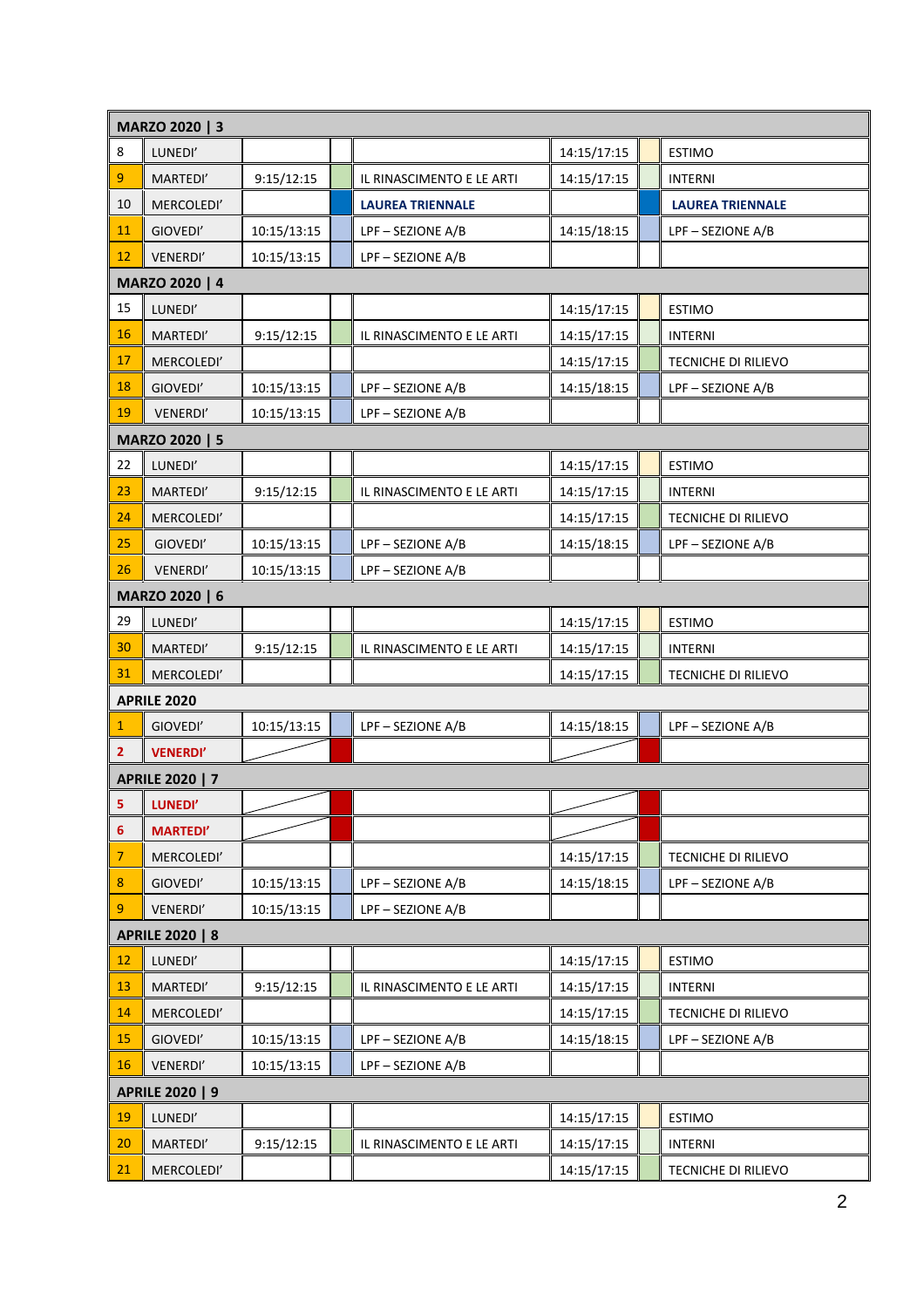| MARZO 2020 \| 3 | | | | | | | |
|---|---|---|---|---|---|---|---|
| 8 | LUNEDI' | | | | 14:15/17:15 | | ESTIMO |
| 9 | MARTEDI' | 9:15/12:15 | | IL RINASCIMENTO E LE ARTI | 14:15/17:15 | | INTERNI |
| 10 | MERCOLEDI' | | | **LAUREA TRIENNALE** | | | **LAUREA TRIENNALE** |
| 11 | GIOVEDI' | 10:15/13:15 | | LPF – SEZIONE A/B | 14:15/18:15 | | LPF – SEZIONE A/B |
| 12 | VENERDI' | 10:15/13:15 | | LPF – SEZIONE A/B | | | |
| **MARZO 2020 \| 4** | | | | | | | |
| 15 | LUNEDI' | | | | 14:15/17:15 | | ESTIMO |
| 16 | MARTEDI' | 9:15/12:15 | | IL RINASCIMENTO E LE ARTI | 14:15/17:15 | | INTERNI |
| 17 | MERCOLEDI' | | | | 14:15/17:15 | | TECNICHE DI RILIEVO |
| 18 | GIOVEDI' | 10:15/13:15 | | LPF – SEZIONE A/B | 14:15/18:15 | | LPF – SEZIONE A/B |
| 19 | VENERDI' | 10:15/13:15 | | LPF – SEZIONE A/B | | | |
| **MARZO 2020 \| 5** | | | | | | | |
| 22 | LUNEDI' | | | | 14:15/17:15 | | ESTIMO |
| 23 | MARTEDI' | 9:15/12:15 | | IL RINASCIMENTO E LE ARTI | 14:15/17:15 | | INTERNI |
| 24 | MERCOLEDI' | | | | 14:15/17:15 | | TECNICHE DI RILIEVO |
| 25 | GIOVEDI' | 10:15/13:15 | | LPF – SEZIONE A/B | 14:15/18:15 | | LPF – SEZIONE A/B |
| 26 | VENERDI' | 10:15/13:15 | | LPF – SEZIONE A/B | | | |
| **MARZO 2020 \| 6** | | | | | | | |
| 29 | LUNEDI' | | | | 14:15/17:15 | | ESTIMO |
| 30 | MARTEDI' | 9:15/12:15 | | IL RINASCIMENTO E LE ARTI | 14:15/17:15 | | INTERNI |
| 31 | MERCOLEDI' | | | | 14:15/17:15 | | TECNICHE DI RILIEVO |
| **APRILE 2020** | | | | | | | |
| 1 | GIOVEDI' | 10:15/13:15 | | LPF – SEZIONE A/B | 14:15/18:15 | | LPF – SEZIONE A/B |
| 2 | **VENERDI'** | | | | | | |
| **APRILE 2020 \| 7** | | | | | | | |
| 5 | **LUNEDI'** | | | | | | |
| 6 | **MARTEDI'** | | | | | | |
| 7 | MERCOLEDI' | | | | 14:15/17:15 | | TECNICHE DI RILIEVO |
| 8 | GIOVEDI' | 10:15/13:15 | | LPF – SEZIONE A/B | 14:15/18:15 | | LPF – SEZIONE A/B |
| 9 | VENERDI' | 10:15/13:15 | | LPF – SEZIONE A/B | | | |
| **APRILE 2020 \| 8** | | | | | | | |
| 12 | LUNEDI' | | | | 14:15/17:15 | | ESTIMO |
| 13 | MARTEDI' | 9:15/12:15 | | IL RINASCIMENTO E LE ARTI | 14:15/17:15 | | INTERNI |
| 14 | MERCOLEDI' | | | | 14:15/17:15 | | TECNICHE DI RILIEVO |
| 15 | GIOVEDI' | 10:15/13:15 | | LPF – SEZIONE A/B | 14:15/18:15 | | LPF – SEZIONE A/B |
| 16 | VENERDI' | 10:15/13:15 | | LPF – SEZIONE A/B | | | |
| **APRILE 2020 \| 9** | | | | | | | |
| 19 | LUNEDI' | | | | 14:15/17:15 | | ESTIMO |
| 20 | MARTEDI' | 9:15/12:15 | | IL RINASCIMENTO E LE ARTI | 14:15/17:15 | | INTERNI |
| 21 | MERCOLEDI' | | | | 14:15/17:15 | | TECNICHE DI RILIEVO |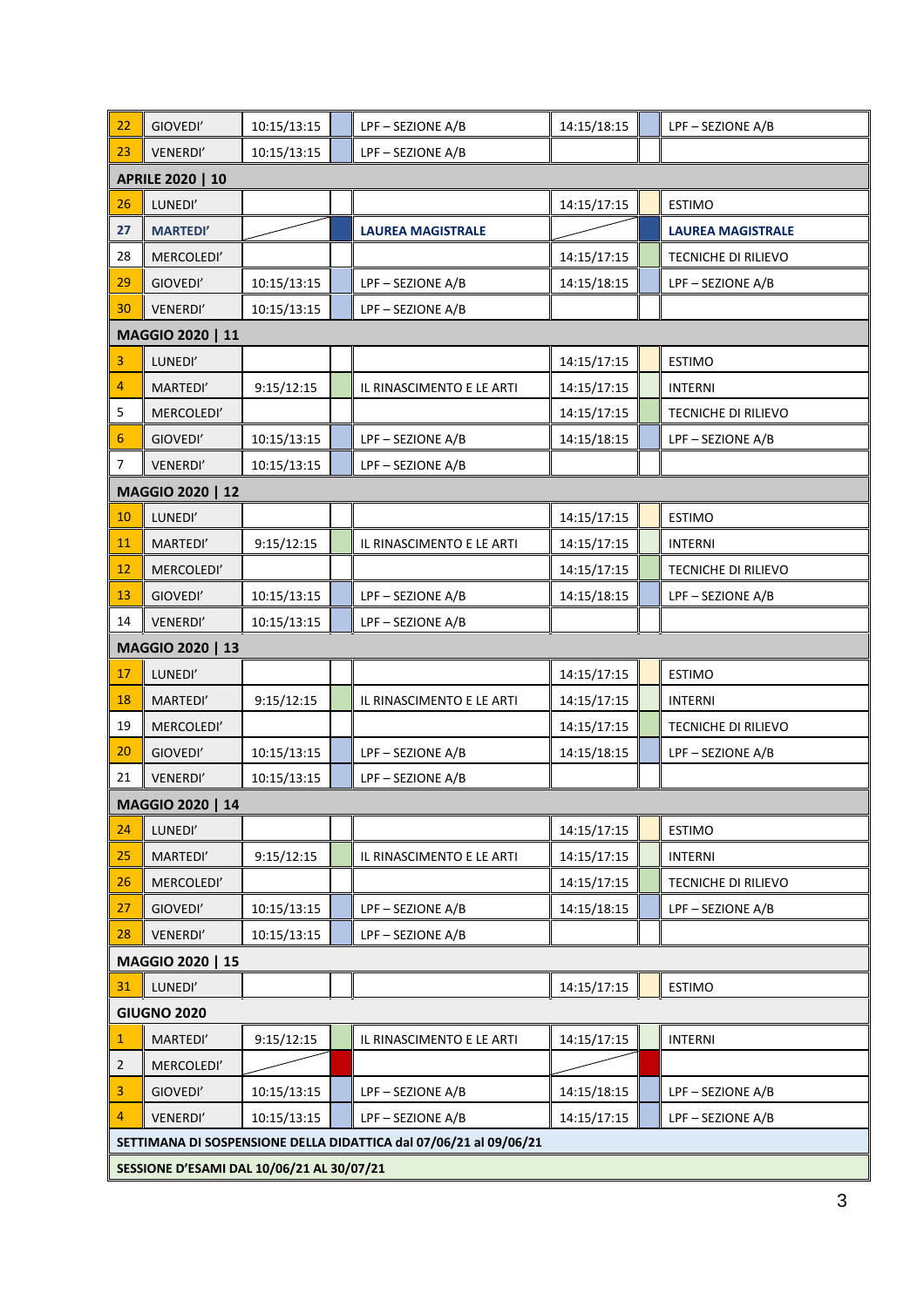| | | | | | |
|---|---|---|---|---|---|
| 22 | GIOVEDI' | 10:15/13:15 | LPF – SEZIONE A/B | 14:15/18:15 | LPF – SEZIONE A/B |
| 23 | VENERDI' | 10:15/13:15 | LPF – SEZIONE A/B | | |
| **APRILE 2020 \| 10** | | | | | |
| 26 | LUNEDI' | | | 14:15/17:15 | ESTIMO |
| 27 | **MARTEDI'** | | **LAUREA MAGISTRALE** | | **LAUREA MAGISTRALE** |
| 28 | MERCOLEDI' | | | 14:15/17:15 | TECNICHE DI RILIEVO |
| 29 | GIOVEDI' | 10:15/13:15 | LPF – SEZIONE A/B | 14:15/18:15 | LPF – SEZIONE A/B |
| 30 | VENERDI' | 10:15/13:15 | LPF – SEZIONE A/B | | |
| **MAGGIO 2020 \| 11** | | | | | |
| 3 | LUNEDI' | | | 14:15/17:15 | ESTIMO |
| 4 | MARTEDI' | 9:15/12:15 | IL RINASCIMENTO E LE ARTI | 14:15/17:15 | INTERNI |
| 5 | MERCOLEDI' | | | 14:15/17:15 | TECNICHE DI RILIEVO |
| 6 | GIOVEDI' | 10:15/13:15 | LPF – SEZIONE A/B | 14:15/18:15 | LPF – SEZIONE A/B |
| 7 | VENERDI' | 10:15/13:15 | LPF – SEZIONE A/B | | |
| **MAGGIO 2020 \| 12** | | | | | |
| 10 | LUNEDI' | | | 14:15/17:15 | ESTIMO |
| 11 | MARTEDI' | 9:15/12:15 | IL RINASCIMENTO E LE ARTI | 14:15/17:15 | INTERNI |
| 12 | MERCOLEDI' | | | 14:15/17:15 | TECNICHE DI RILIEVO |
| 13 | GIOVEDI' | 10:15/13:15 | LPF – SEZIONE A/B | 14:15/18:15 | LPF – SEZIONE A/B |
| 14 | VENERDI' | 10:15/13:15 | LPF – SEZIONE A/B | | |
| **MAGGIO 2020 \| 13** | | | | | |
| 17 | LUNEDI' | | | 14:15/17:15 | ESTIMO |
| 18 | MARTEDI' | 9:15/12:15 | IL RINASCIMENTO E LE ARTI | 14:15/17:15 | INTERNI |
| 19 | MERCOLEDI' | | | 14:15/17:15 | TECNICHE DI RILIEVO |
| 20 | GIOVEDI' | 10:15/13:15 | LPF – SEZIONE A/B | 14:15/18:15 | LPF – SEZIONE A/B |
| 21 | VENERDI' | 10:15/13:15 | LPF – SEZIONE A/B | | |
| **MAGGIO 2020 \| 14** | | | | | |
| 24 | LUNEDI' | | | 14:15/17:15 | ESTIMO |
| 25 | MARTEDI' | 9:15/12:15 | IL RINASCIMENTO E LE ARTI | 14:15/17:15 | INTERNI |
| 26 | MERCOLEDI' | | | 14:15/17:15 | TECNICHE DI RILIEVO |
| 27 | GIOVEDI' | 10:15/13:15 | LPF – SEZIONE A/B | 14:15/18:15 | LPF – SEZIONE A/B |
| 28 | VENERDI' | 10:15/13:15 | LPF – SEZIONE A/B | | |
| **MAGGIO 2020 \| 15** | | | | | |
| 31 | LUNEDI' | | | 14:15/17:15 | ESTIMO |
| **GIUGNO 2020** | | | | | |
| 1 | MARTEDI' | 9:15/12:15 | IL RINASCIMENTO E LE ARTI | 14:15/17:15 | INTERNI |
| 2 | MERCOLEDI' | | | | |
| 3 | GIOVEDI' | 10:15/13:15 | LPF – SEZIONE A/B | 14:15/18:15 | LPF – SEZIONE A/B |
| 4 | VENERDI' | 10:15/13:15 | LPF – SEZIONE A/B | 14:15/17:15 | LPF – SEZIONE A/B |
| **SETTIMANA DI SOSPENSIONE DELLA DIDATTICA dal 07/06/21 al 09/06/21** | | | | | |
| **SESSIONE D'ESAMI DAL 10/06/21 AL 30/07/21** | | | | | |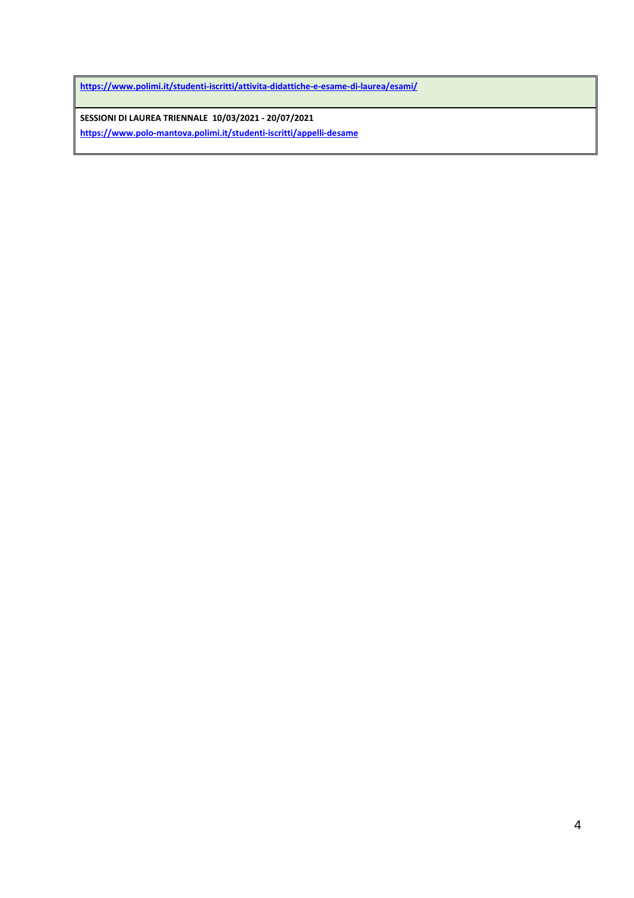| |
|---|
| https://www.polimi.it/studenti-iscritti/attivita-didattiche-e-esame-di-laurea/esami/ |
| **SESSIONI DI LAUREA TRIENNALE 10/03/2021 - 20/07/2021**<br>https://www.polo-mantova.polimi.it/studenti-iscritti/appelli-desame |